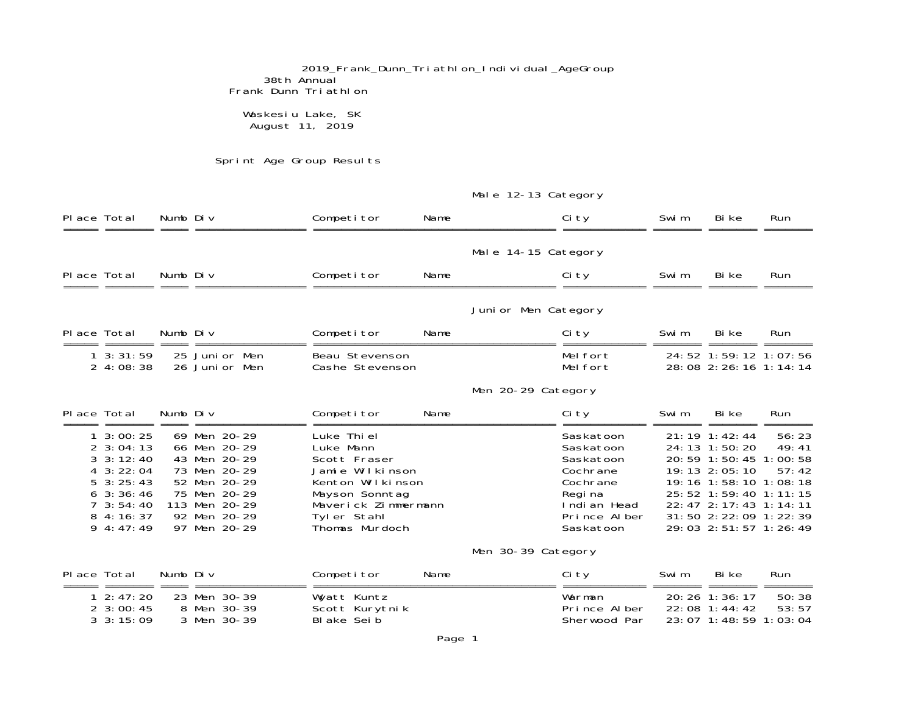2019_Frank_Dunn_Triathlon_Individual_AgeGroup

38th Annual

# Frank Dunn Triathlon

Waskesiu Lake, SK

August 11, 2019

## Sprint Age Group Results

### Male 12-13 Category

| Place | Total | Numb | Div | Competitor Name | City | Swim | Bike | Run |
|---|---|---|---|---|---|---|---|---|

### Male 14-15 Category

| Place | Total | Numb | Div | Competitor Name | City | Swim | Bike | Run |
|---|---|---|---|---|---|---|---|---|

### Junior Men Category

| Place | Total | Numb | Div | Competitor Name | City | Swim | Bike | Run |
|---|---|---|---|---|---|---|---|---|
| 1 | 3:31:59 | 25 | Junior Men | Beau Stevenson | Melfort | 24:52 | 1:59:12 | 1:07:56 |
| 2 | 4:08:38 | 26 | Junior Men | Cashe Stevenson | Melfort | 28:08 | 2:26:16 | 1:14:14 |

### Men 20-29 Category

| Place | Total | Numb | Div | Competitor Name | City | Swim | Bike | Run |
|---|---|---|---|---|---|---|---|---|
| 1 | 3:00:25 | 69 | Men 20-29 | Luke Thiel | Saskatoon | 21:19 | 1:42:44 | 56:23 |
| 2 | 3:04:13 | 66 | Men 20-29 | Luke Mann | Saskatoon | 24:13 | 1:50:20 | 49:41 |
| 3 | 3:12:40 | 43 | Men 20-29 | Scott Fraser | Saskatoon | 20:59 | 1:50:45 | 1:00:58 |
| 4 | 3:22:04 | 73 | Men 20-29 | Jamie Wilkinson | Cochrane | 19:13 | 2:05:10 | 57:42 |
| 5 | 3:25:43 | 52 | Men 20-29 | Kenton Wilkinson | Cochrane | 19:16 | 1:58:10 | 1:08:18 |
| 6 | 3:36:46 | 75 | Men 20-29 | Mayson Sonntag | Regina | 25:52 | 1:59:40 | 1:11:15 |
| 7 | 3:54:40 | 113 | Men 20-29 | Maverick Zimmermann | Indian Head | 22:47 | 2:17:43 | 1:14:11 |
| 8 | 4:16:37 | 92 | Men 20-29 | Tyler Stahl | Prince Alber | 31:50 | 2:22:09 | 1:22:39 |
| 9 | 4:47:49 | 97 | Men 20-29 | Thomas Murdoch | Saskatoon | 29:03 | 2:51:57 | 1:26:49 |

### Men 30-39 Category

| Place | Total | Numb | Div | Competitor Name | City | Swim | Bike | Run |
|---|---|---|---|---|---|---|---|---|
| 1 | 2:47:20 | 23 | Men 30-39 | Wyatt Kuntz | Warman | 20:26 | 1:36:17 | 50:38 |
| 2 | 3:00:45 | 8 | Men 30-39 | Scott Kurytnik | Prince Alber | 22:08 | 1:44:42 | 53:57 |
| 3 | 3:15:09 | 3 | Men 30-39 | Blake Seib | Sherwood Par | 23:07 | 1:48:59 | 1:03:04 |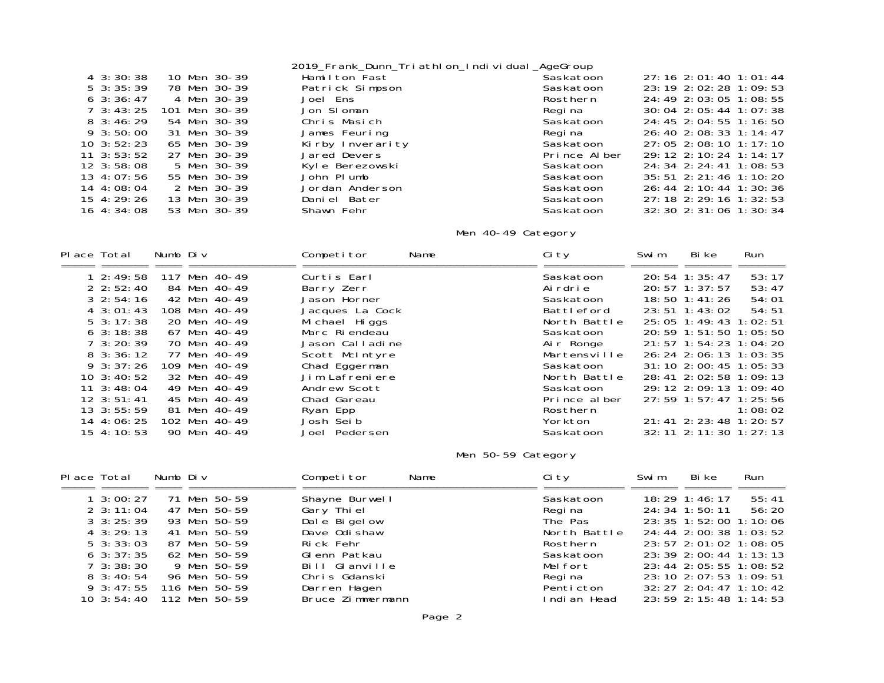2019_Frank_Dunn_Triathlon_Individual_AgeGroup

| Place | Total | Numb | Div | Competitor Name | City | Swim | Bike | Run |
|---|---|---|---|---|---|---|---|---|
| 4 | 3:30:38 | 10 | Men 30-39 | Hamilton Fast | Saskatoon | 27:16 | 2:01:40 | 1:01:44 |
| 5 | 3:35:39 | 78 | Men 30-39 | Patrick Simpson | Saskatoon | 23:19 | 2:02:28 | 1:09:53 |
| 6 | 3:36:47 | 4 | Men 30-39 | Joel Ens | Rosthern | 24:49 | 2:03:05 | 1:08:55 |
| 7 | 3:43:25 | 101 | Men 30-39 | Jon Sloman | Regina | 30:04 | 2:05:44 | 1:07:38 |
| 8 | 3:46:29 | 54 | Men 30-39 | Chris Masich | Saskatoon | 24:45 | 2:04:55 | 1:16:50 |
| 9 | 3:50:00 | 31 | Men 30-39 | James Feuring | Regina | 26:40 | 2:08:33 | 1:14:47 |
| 10 | 3:52:23 | 65 | Men 30-39 | Kirby Inverarity | Saskatoon | 27:05 | 2:08:10 | 1:17:10 |
| 11 | 3:53:52 | 27 | Men 30-39 | Jared Devers | Prince Alber | 29:12 | 2:10:24 | 1:14:17 |
| 12 | 3:58:08 | 5 | Men 30-39 | Kyle Berezowski | Saskatoon | 24:34 | 2:24:41 | 1:08:53 |
| 13 | 4:07:56 | 55 | Men 30-39 | John Plumb | Saskatoon | 35:51 | 2:21:46 | 1:10:20 |
| 14 | 4:08:04 | 2 | Men 30-39 | Jordan Anderson | Saskatoon | 26:44 | 2:10:44 | 1:30:36 |
| 15 | 4:29:26 | 13 | Men 30-39 | Daniel Bater | Saskatoon | 27:18 | 2:29:16 | 1:32:53 |
| 16 | 4:34:08 | 53 | Men 30-39 | Shawn Fehr | Saskatoon | 32:30 | 2:31:06 | 1:30:34 |

## Men 40-49 Category

| Place | Total | Numb | Div | Competitor Name | City | Swim | Bike | Run |
|---|---|---|---|---|---|---|---|---|
| 1 | 2:49:58 | 117 | Men 40-49 | Curtis Earl | Saskatoon | 20:54 | 1:35:47 | 53:17 |
| 2 | 2:52:40 | 84 | Men 40-49 | Barry Zerr | Airdrie | 20:57 | 1:37:57 | 53:47 |
| 3 | 2:54:16 | 42 | Men 40-49 | Jason Horner | Saskatoon | 18:50 | 1:41:26 | 54:01 |
| 4 | 3:01:43 | 108 | Men 40-49 | Jacques La Cock | Battleford | 23:51 | 1:43:02 | 54:51 |
| 5 | 3:17:38 | 20 | Men 40-49 | Michael Higgs | North Battle | 25:05 | 1:49:43 | 1:02:51 |
| 6 | 3:18:38 | 67 | Men 40-49 | Marc Riendeau | Saskatoon | 20:59 | 1:51:50 | 1:05:50 |
| 7 | 3:20:39 | 70 | Men 40-49 | Jason Calladine | Air Ronge | 21:57 | 1:54:23 | 1:04:20 |
| 8 | 3:36:12 | 77 | Men 40-49 | Scott McIntyre | Martensville | 26:24 | 2:06:13 | 1:03:35 |
| 9 | 3:37:26 | 109 | Men 40-49 | Chad Eggerman | Saskatoon | 31:10 | 2:00:45 | 1:05:33 |
| 10 | 3:40:52 | 32 | Men 40-49 | Jim Lafreniere | North Battle | 28:41 | 2:02:58 | 1:09:13 |
| 11 | 3:48:04 | 49 | Men 40-49 | Andrew Scott | Saskatoon | 29:12 | 2:09:13 | 1:09:40 |
| 12 | 3:51:41 | 45 | Men 40-49 | Chad Gareau | Prince alber | 27:59 | 1:57:47 | 1:25:56 |
| 13 | 3:55:59 | 81 | Men 40-49 | Ryan Epp | Rosthern | | | 1:08:02 |
| 14 | 4:06:25 | 102 | Men 40-49 | Josh Seib | Yorkton | 21:41 | 2:23:48 | 1:20:57 |
| 15 | 4:10:53 | 90 | Men 40-49 | Joel Pedersen | Saskatoon | 32:11 | 2:11:30 | 1:27:13 |

## Men 50-59 Category

| Place | Total | Numb | Div | Competitor Name | City | Swim | Bike | Run |
|---|---|---|---|---|---|---|---|---|
| 1 | 3:00:27 | 71 | Men 50-59 | Shayne Burwell | Saskatoon | 18:29 | 1:46:17 | 55:41 |
| 2 | 3:11:04 | 47 | Men 50-59 | Gary Thiel | Regina | 24:34 | 1:50:11 | 56:20 |
| 3 | 3:25:39 | 93 | Men 50-59 | Dale Bigelow | The Pas | 23:35 | 1:52:00 | 1:10:06 |
| 4 | 3:29:13 | 41 | Men 50-59 | Dave Odishaw | North Battle | 24:44 | 2:00:38 | 1:03:52 |
| 5 | 3:33:03 | 87 | Men 50-59 | Rick Fehr | Rosthern | 23:57 | 2:01:02 | 1:08:05 |
| 6 | 3:37:35 | 62 | Men 50-59 | Glenn Patkau | Saskatoon | 23:39 | 2:00:44 | 1:13:13 |
| 7 | 3:38:30 | 9 | Men 50-59 | Bill Glanville | Melfort | 23:44 | 2:05:55 | 1:08:52 |
| 8 | 3:40:54 | 96 | Men 50-59 | Chris Gdanski | Regina | 23:10 | 2:07:53 | 1:09:51 |
| 9 | 3:47:55 | 116 | Men 50-59 | Darren Hagen | Penticton | 32:27 | 2:04:47 | 1:10:42 |
| 10 | 3:54:40 | 112 | Men 50-59 | Bruce Zimmermann | Indian Head | 23:59 | 2:15:48 | 1:14:53 |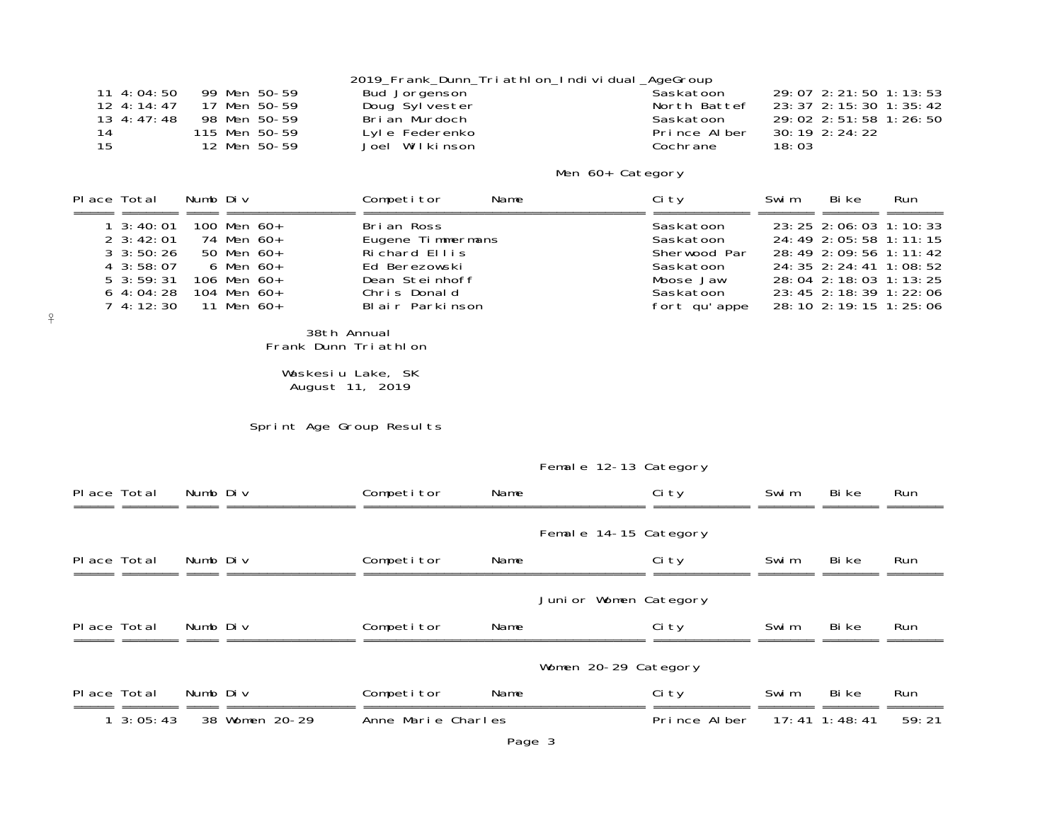| Place | Total | Numb | Div | Competitor Name | City | Swim | Bike | Run |
|---|---|---|---|---|---|---|---|---|
| 11 | 4:04:50 | 99 | Men 50-59 | Bud Jorgenson | Saskatoon | 29:07 | 2:21:50 | 1:13:53 |
| 12 | 4:14:47 | 17 | Men 50-59 | Doug Sylvester | North Battef | 23:37 | 2:15:30 | 1:35:42 |
| 13 | 4:47:48 | 98 | Men 50-59 | Brian Murdoch | Saskatoon | 29:02 | 2:51:58 | 1:26:50 |
| 14 | | 115 | Men 50-59 | Lyle Federenko | Prince Alber | 30:19 | 2:24:22 | |
| 15 | | 12 | Men 50-59 | Joel Wilkinson | Cochrane | 18:03 | | |

### Men 60+ Category

| Place | Total | Numb | Div | Competitor Name | City | Swim | Bike | Run |
|---|---|---|---|---|---|---|---|---|
| 1 | 3:40:01 | 100 | Men 60+ | Brian Ross | Saskatoon | 23:25 | 2:06:03 | 1:10:33 |
| 2 | 3:42:01 | 74 | Men 60+ | Eugene Timmermans | Saskatoon | 24:49 | 2:05:58 | 1:11:15 |
| 3 | 3:50:26 | 50 | Men 60+ | Richard Ellis | Sherwood Par | 28:49 | 2:09:56 | 1:11:42 |
| 4 | 3:58:07 | 6 | Men 60+ | Ed Berezowski | Saskatoon | 24:35 | 2:24:41 | 1:08:52 |
| 5 | 3:59:31 | 106 | Men 60+ | Dean Steinhoff | Moose Jaw | 28:04 | 2:18:03 | 1:13:25 |
| 6 | 4:04:28 | 104 | Men 60+ | Chris Donald | Saskatoon | 23:45 | 2:18:39 | 1:22:06 |
| 7 | 4:12:30 | 11 | Men 60+ | Blair Parkinson | fort qu'appe | 28:10 | 2:19:15 | 1:25:06 |

# 38th Annual Frank Dunn Triathlon

Waskesiu Lake, SK
August 11, 2019

## Sprint Age Group Results

### Female 12-13 Category

| Place | Total | Numb | Div | Competitor Name | City | Swim | Bike | Run |
|---|---|---|---|---|---|---|---|---|

### Female 14-15 Category

| Place | Total | Numb | Div | Competitor Name | City | Swim | Bike | Run |
|---|---|---|---|---|---|---|---|---|

### Junior Women Category

| Place | Total | Numb | Div | Competitor Name | City | Swim | Bike | Run |
|---|---|---|---|---|---|---|---|---|

### Women 20-29 Category

| Place | Total | Numb | Div | Competitor Name | City | Swim | Bike | Run |
|---|---|---|---|---|---|---|---|---|
| 1 | 3:05:43 | 38 | Women 20-29 | Anne Marie Charles | Prince Alber | 17:41 | 1:48:41 | 59:21 |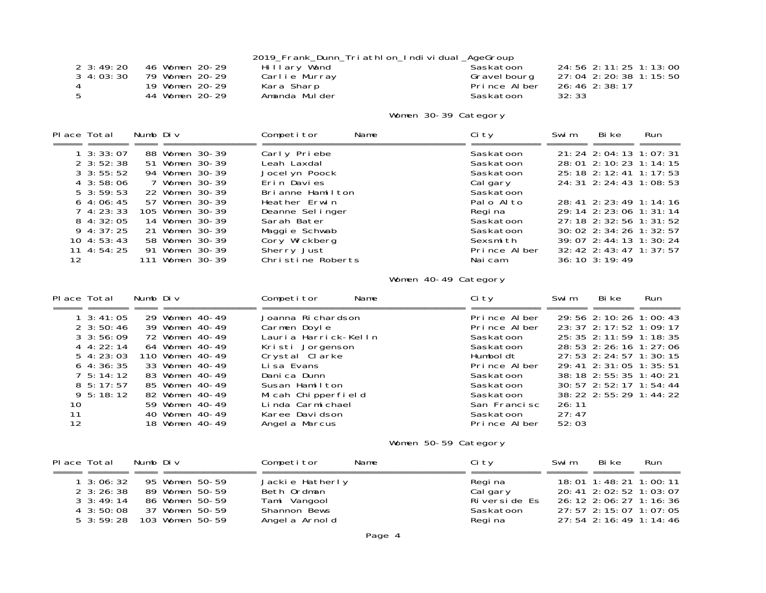| Place | Total | Numb | Div | Competitor Name | City | Swim | Bike | Run |
|---|---|---|---|---|---|---|---|---|
| 2 | 3:49:20 | 46 | Women 20-29 | Hillary Wand | Saskatoon | 24:56 | 2:11:25 | 1:13:00 |
| 3 | 4:03:30 | 79 | Women 20-29 | Carlie Murray | Gravelbourg | 27:04 | 2:20:38 | 1:15:50 |
| 4 | | 19 | Women 20-29 | Kara Sharp | Prince Alber | 26:46 | 2:38:17 | |
| 5 | | 44 | Women 20-29 | Amanda Mulder | Saskatoon | 32:33 | | |

## Women 30-39 Category

| Place | Total | Numb | Div | Competitor Name | City | Swim | Bike | Run |
|---|---|---|---|---|---|---|---|---|
| 1 | 3:33:07 | 88 | Women 30-39 | Carly Priebe | Saskatoon | 21:24 | 2:04:13 | 1:07:31 |
| 2 | 3:52:38 | 51 | Women 30-39 | Leah Laxdal | Saskatoon | 28:01 | 2:10:23 | 1:14:15 |
| 3 | 3:55:52 | 94 | Women 30-39 | Jocelyn Poock | Saskatoon | 25:18 | 2:12:41 | 1:17:53 |
| 4 | 3:58:06 | 7 | Women 30-39 | Erin Davies | Calgary | 24:31 | 2:24:43 | 1:08:53 |
| 5 | 3:59:53 | 22 | Women 30-39 | Brianne Hamilton | Saskatoon | | | |
| 6 | 4:06:45 | 57 | Women 30-39 | Heather Erwin | Palo Alto | 28:41 | 2:23:49 | 1:14:16 |
| 7 | 4:23:33 | 105 | Women 30-39 | Deanne Selinger | Regina | 29:14 | 2:23:06 | 1:31:14 |
| 8 | 4:32:05 | 14 | Women 30-39 | Sarah Bater | Saskatoon | 27:18 | 2:32:56 | 1:31:52 |
| 9 | 4:37:25 | 21 | Women 30-39 | Maggie Schwab | Saskatoon | 30:02 | 2:34:26 | 1:32:57 |
| 10 | 4:53:43 | 58 | Women 30-39 | Cory Wickberg | Sexsmith | 39:07 | 2:44:13 | 1:30:24 |
| 11 | 4:54:25 | 91 | Women 30-39 | Sherry Just | Prince Alber | 32:42 | 2:43:47 | 1:37:57 |
| 12 | | 111 | Women 30-39 | Christine Roberts | Naicam | 36:10 | 3:19:49 | |

## Women 40-49 Category

| Place | Total | Numb | Div | Competitor Name | City | Swim | Bike | Run |
|---|---|---|---|---|---|---|---|---|
| 1 | 3:41:05 | 29 | Women 40-49 | Joanna Richardson | Prince Alber | 29:56 | 2:10:26 | 1:00:43 |
| 2 | 3:50:46 | 39 | Women 40-49 | Carmen Doyle | Prince Alber | 23:37 | 2:17:52 | 1:09:17 |
| 3 | 3:56:09 | 72 | Women 40-49 | Lauria Harrick-Kelln | Saskatoon | 25:35 | 2:11:59 | 1:18:35 |
| 4 | 4:22:14 | 64 | Women 40-49 | Kristi Jorgenson | Saskatoon | 28:53 | 2:26:16 | 1:27:06 |
| 5 | 4:23:03 | 110 | Women 40-49 | Crystal Clarke | Humboldt | 27:53 | 2:24:57 | 1:30:15 |
| 6 | 4:36:35 | 33 | Women 40-49 | Lisa Evans | Prince Alber | 29:41 | 2:31:05 | 1:35:51 |
| 7 | 5:14:12 | 83 | Women 40-49 | Danica Dunn | Saskatoon | 38:18 | 2:55:35 | 1:40:21 |
| 8 | 5:17:57 | 85 | Women 40-49 | Susan Hamilton | Saskatoon | 30:57 | 2:52:17 | 1:54:44 |
| 9 | 5:18:12 | 82 | Women 40-49 | Micah Chipperfield | Saskatoon | 38:22 | 2:55:29 | 1:44:22 |
| 10 | | 59 | Women 40-49 | Linda Carmichael | San Francisc | 26:11 | | |
| 11 | | 40 | Women 40-49 | Karee Davidson | Saskatoon | 27:47 | | |
| 12 | | 18 | Women 40-49 | Angela Marcus | Prince Alber | 52:03 | | |

## Women 50-59 Category

| Place | Total | Numb | Div | Competitor Name | City | Swim | Bike | Run |
|---|---|---|---|---|---|---|---|---|
| 1 | 3:06:32 | 95 | Women 50-59 | Jackie Hatherly | Regina | 18:01 | 1:48:21 | 1:00:11 |
| 2 | 3:26:38 | 89 | Women 50-59 | Beth Ordman | Calgary | 20:41 | 2:02:52 | 1:03:07 |
| 3 | 3:49:14 | 86 | Women 50-59 | Tami Vangool | Riverside Es | 26:12 | 2:06:27 | 1:16:36 |
| 4 | 3:50:08 | 37 | Women 50-59 | Shannon Bews | Saskatoon | 27:57 | 2:15:07 | 1:07:05 |
| 5 | 3:59:28 | 103 | Women 50-59 | Angela Arnold | Regina | 27:54 | 2:16:49 | 1:14:46 |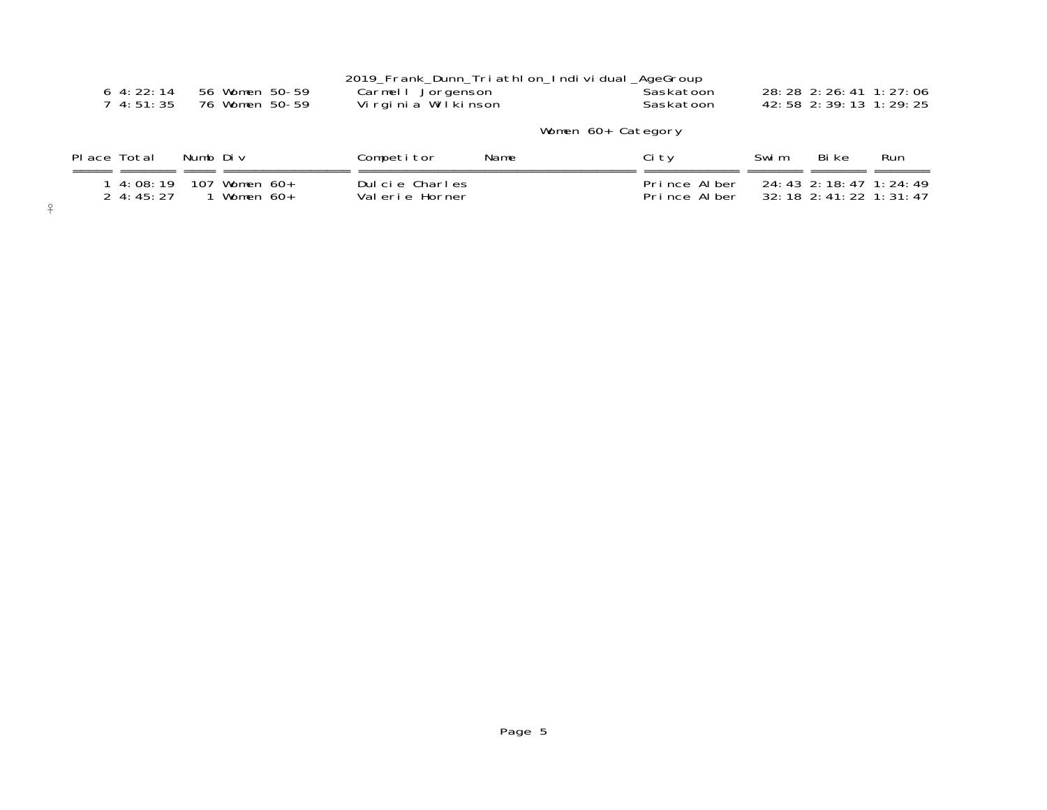| | | | | | | | | |
|---|---|---|---|---|---|---|---|---|
| 6 | 4:22:14 | 56 | Women 50-59 | Carmell Jorgenson | Saskatoon | 28:28 | 2:26:41 | 1:27:06 |
| 7 | 4:51:35 | 76 | Women 50-59 | Virginia Wilkinson | Saskatoon | 42:58 | 2:39:13 | 1:29:25 |

## Women 60+ Category

| Place | Total | Numb | Div | Competitor Name | City | Swim | Bike | Run |
|---|---|---|---|---|---|---|---|---|
| 1 | 4:08:19 | 107 | Women 60+ | Dulcie Charles | Prince Alber | 24:43 | 2:18:47 | 1:24:49 |
| 2 | 4:45:27 | 1 | Women 60+ | Valerie Horner | Prince Alber | 32:18 | 2:41:22 | 1:31:47 |